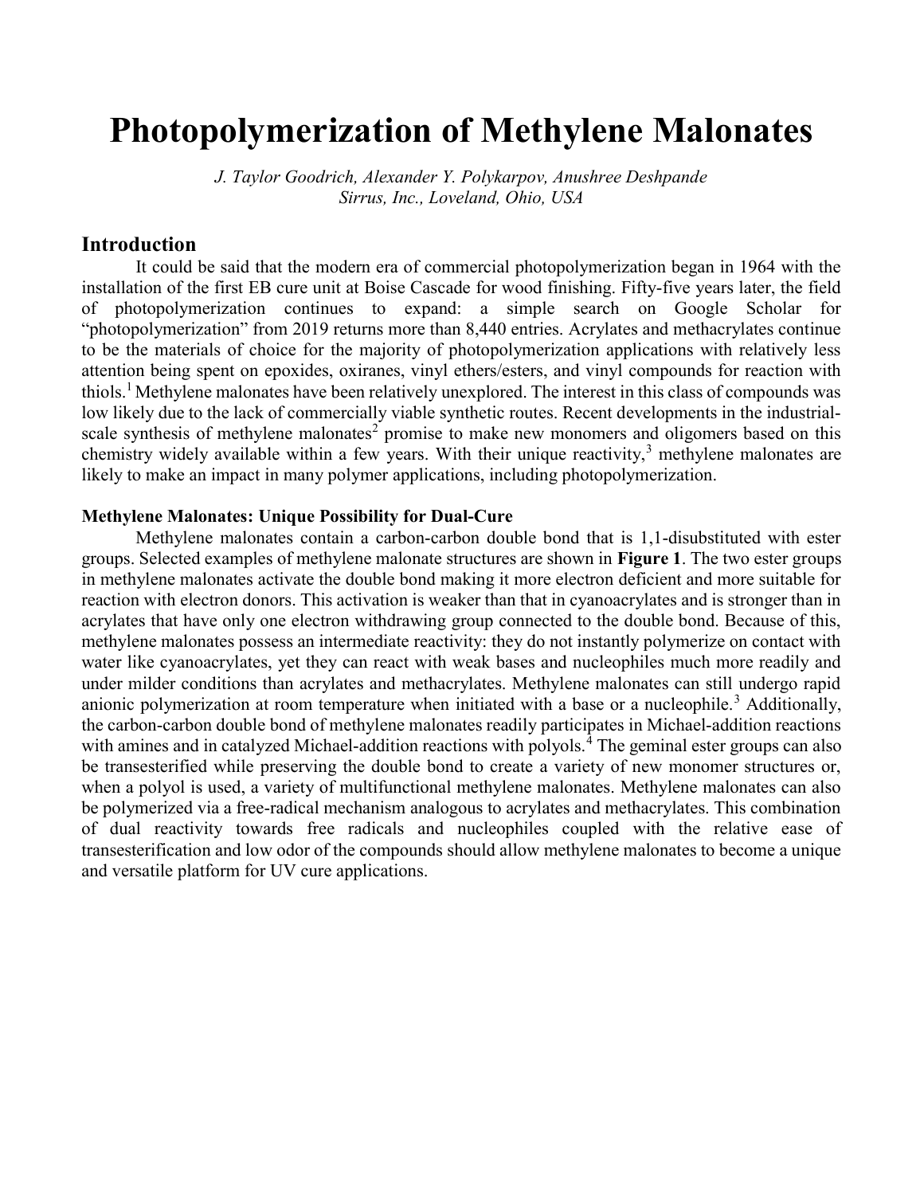# Photopolymerization of Methylene Malonates

*J. Taylor Goodrich, Alexander Y. Polykarpov, Anushree Deshpande*
*Sirrus, Inc., Loveland, Ohio, USA*

## Introduction

It could be said that the modern era of commercial photopolymerization began in 1964 with the installation of the first EB cure unit at Boise Cascade for wood finishing. Fifty-five years later, the field of photopolymerization continues to expand: a simple search on Google Scholar for "photopolymerization" from 2019 returns more than 8,440 entries. Acrylates and methacrylates continue to be the materials of choice for the majority of photopolymerization applications with relatively less attention being spent on epoxides, oxiranes, vinyl ethers/esters, and vinyl compounds for reaction with thiols.[1] Methylene malonates have been relatively unexplored. The interest in this class of compounds was low likely due to the lack of commercially viable synthetic routes. Recent developments in the industrial-scale synthesis of methylene malonates[2] promise to make new monomers and oligomers based on this chemistry widely available within a few years. With their unique reactivity,[3] methylene malonates are likely to make an impact in many polymer applications, including photopolymerization.

### Methylene Malonates: Unique Possibility for Dual-Cure

Methylene malonates contain a carbon-carbon double bond that is 1,1-disubstituted with ester groups. Selected examples of methylene malonate structures are shown in **Figure 1**. The two ester groups in methylene malonates activate the double bond making it more electron deficient and more suitable for reaction with electron donors. This activation is weaker than that in cyanoacrylates and is stronger than in acrylates that have only one electron withdrawing group connected to the double bond. Because of this, methylene malonates possess an intermediate reactivity: they do not instantly polymerize on contact with water like cyanoacrylates, yet they can react with weak bases and nucleophiles much more readily and under milder conditions than acrylates and methacrylates. Methylene malonates can still undergo rapid anionic polymerization at room temperature when initiated with a base or a nucleophile.[3] Additionally, the carbon-carbon double bond of methylene malonates readily participates in Michael-addition reactions with amines and in catalyzed Michael-addition reactions with polyols.[4] The geminal ester groups can also be transesterified while preserving the double bond to create a variety of new monomer structures or, when a polyol is used, a variety of multifunctional methylene malonates. Methylene malonates can also be polymerized via a free-radical mechanism analogous to acrylates and methacrylates. This combination of dual reactivity towards free radicals and nucleophiles coupled with the relative ease of transesterification and low odor of the compounds should allow methylene malonates to become a unique and versatile platform for UV cure applications.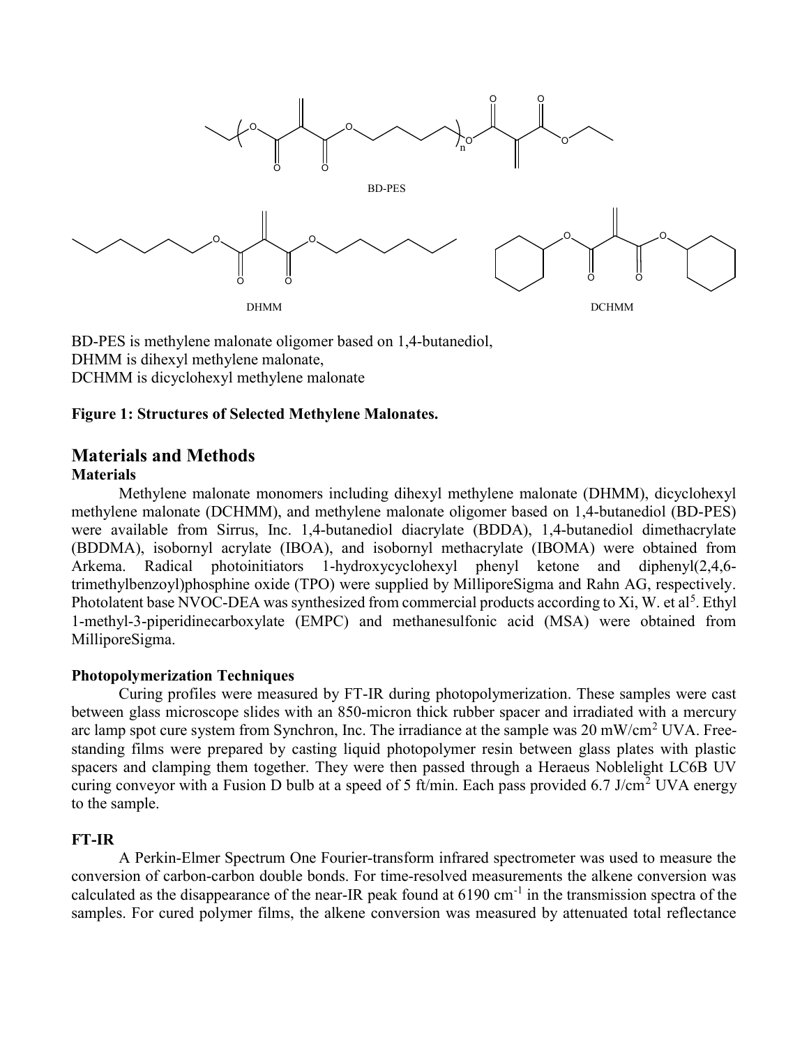BD-PES

DHMM

DCHMM

BD-PES is methylene malonate oligomer based on 1,4-butanediol,
DHMM is dihexyl methylene malonate,
DCHMM is dicyclohexyl methylene malonate

**Figure 1: Structures of Selected Methylene Malonates.**

## Materials and Methods

### Materials

Methylene malonate monomers including dihexyl methylene malonate (DHMM), dicyclohexyl methylene malonate (DCHMM), and methylene malonate oligomer based on 1,4-butanediol (BD-PES) were available from Sirrus, Inc. 1,4-butanediol diacrylate (BDDA), 1,4-butanediol dimethacrylate (BDDMA), isobornyl acrylate (IBOA), and isobornyl methacrylate (IBOMA) were obtained from Arkema. Radical photoinitiators 1-hydroxycyclohexyl phenyl ketone and diphenyl(2,4,6-trimethylbenzoyl)phosphine oxide (TPO) were supplied by MilliporeSigma and Rahn AG, respectively. Photolatent base NVOC-DEA was synthesized from commercial products according to Xi, W. et al[5]. Ethyl 1-methyl-3-piperidinecarboxylate (EMPC) and methanesulfonic acid (MSA) were obtained from MilliporeSigma.

### Photopolymerization Techniques

Curing profiles were measured by FT-IR during photopolymerization. These samples were cast between glass microscope slides with an 850-micron thick rubber spacer and irradiated with a mercury arc lamp spot cure system from Synchron, Inc. The irradiance at the sample was 20 mW/cm$^2$ UVA. Free-standing films were prepared by casting liquid photopolymer resin between glass plates with plastic spacers and clamping them together. They were then passed through a Heraeus Noblelight LC6B UV curing conveyor with a Fusion D bulb at a speed of 5 ft/min. Each pass provided 6.7 J/cm$^2$ UVA energy to the sample.

### FT-IR

A Perkin-Elmer Spectrum One Fourier-transform infrared spectrometer was used to measure the conversion of carbon-carbon double bonds. For time-resolved measurements the alkene conversion was calculated as the disappearance of the near-IR peak found at 6190 cm$^{-1}$ in the transmission spectra of the samples. For cured polymer films, the alkene conversion was measured by attenuated total reflectance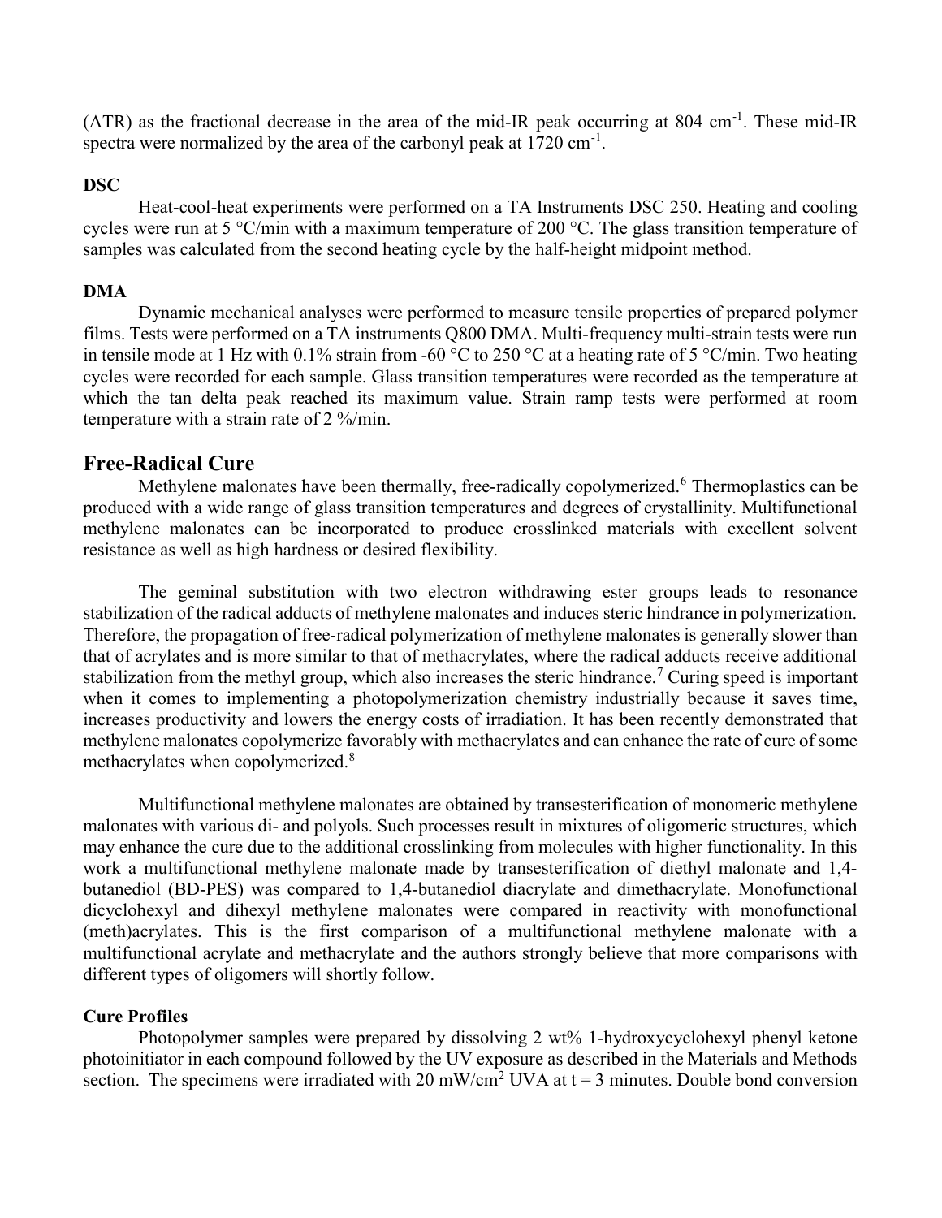(ATR) as the fractional decrease in the area of the mid-IR peak occurring at 804 $cm^{-1}$. These mid-IR spectra were normalized by the area of the carbonyl peak at 1720 $cm^{-1}$.

**DSC**

Heat-cool-heat experiments were performed on a TA Instruments DSC 250. Heating and cooling cycles were run at 5 °C/min with a maximum temperature of 200 °C. The glass transition temperature of samples was calculated from the second heating cycle by the half-height midpoint method.

**DMA**

Dynamic mechanical analyses were performed to measure tensile properties of prepared polymer films. Tests were performed on a TA instruments Q800 DMA. Multi-frequency multi-strain tests were run in tensile mode at 1 Hz with 0.1% strain from -60 °C to 250 °C at a heating rate of 5 °C/min. Two heating cycles were recorded for each sample. Glass transition temperatures were recorded as the temperature at which the tan delta peak reached its maximum value. Strain ramp tests were performed at room temperature with a strain rate of 2 %/min.

## Free-Radical Cure

Methylene malonates have been thermally, free-radically copolymerized.[6] Thermoplastics can be produced with a wide range of glass transition temperatures and degrees of crystallinity. Multifunctional methylene malonates can be incorporated to produce crosslinked materials with excellent solvent resistance as well as high hardness or desired flexibility.

The geminal substitution with two electron withdrawing ester groups leads to resonance stabilization of the radical adducts of methylene malonates and induces steric hindrance in polymerization. Therefore, the propagation of free-radical polymerization of methylene malonates is generally slower than that of acrylates and is more similar to that of methacrylates, where the radical adducts receive additional stabilization from the methyl group, which also increases the steric hindrance.[7] Curing speed is important when it comes to implementing a photopolymerization chemistry industrially because it saves time, increases productivity and lowers the energy costs of irradiation. It has been recently demonstrated that methylene malonates copolymerize favorably with methacrylates and can enhance the rate of cure of some methacrylates when copolymerized.[8]

Multifunctional methylene malonates are obtained by transesterification of monomeric methylene malonates with various di- and polyols. Such processes result in mixtures of oligomeric structures, which may enhance the cure due to the additional crosslinking from molecules with higher functionality. In this work a multifunctional methylene malonate made by transesterification of diethyl malonate and 1,4-butanediol (BD-PES) was compared to 1,4-butanediol diacrylate and dimethacrylate. Monofunctional dicyclohexyl and dihexyl methylene malonates were compared in reactivity with monofunctional (meth)acrylates. This is the first comparison of a multifunctional methylene malonate with a multifunctional acrylate and methacrylate and the authors strongly believe that more comparisons with different types of oligomers will shortly follow.

**Cure Profiles**

Photopolymer samples were prepared by dissolving 2 wt% 1-hydroxycyclohexyl phenyl ketone photoinitiator in each compound followed by the UV exposure as described in the Materials and Methods section. The specimens were irradiated with 20 $mW/cm^2$ UVA at t = 3 minutes. Double bond conversion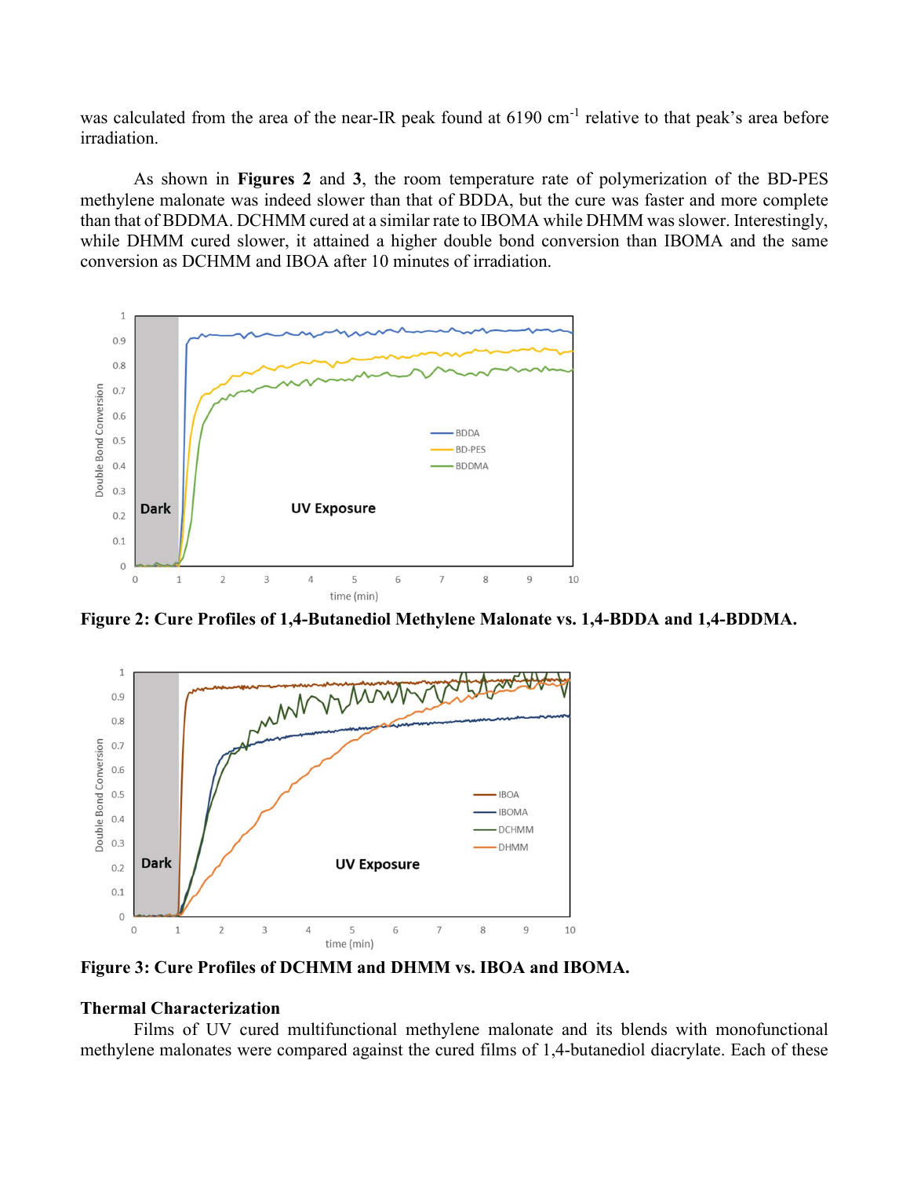was calculated from the area of the near-IR peak found at 6190 $cm^{-1}$ relative to that peak's area before irradiation.

As shown in **Figures 2** and **3**, the room temperature rate of polymerization of the BD-PES methylene malonate was indeed slower than that of BDDA, but the cure was faster and more complete than that of BDDMA. DCHMM cured at a similar rate to IBOMA while DHMM was slower. Interestingly, while DHMM cured slower, it attained a higher double bond conversion than IBOMA and the same conversion as DCHMM and IBOA after 10 minutes of irradiation.

**Figure 2: Cure Profiles of 1,4-Butanediol Methylene Malonate vs. 1,4-BDDA and 1,4-BDDMA.**

**Figure 3: Cure Profiles of DCHMM and DHMM vs. IBOA and IBOMA.**

## Thermal Characterization

Films of UV cured multifunctional methylene malonate and its blends with monofunctional methylene malonates were compared against the cured films of 1,4-butanediol diacrylate. Each of these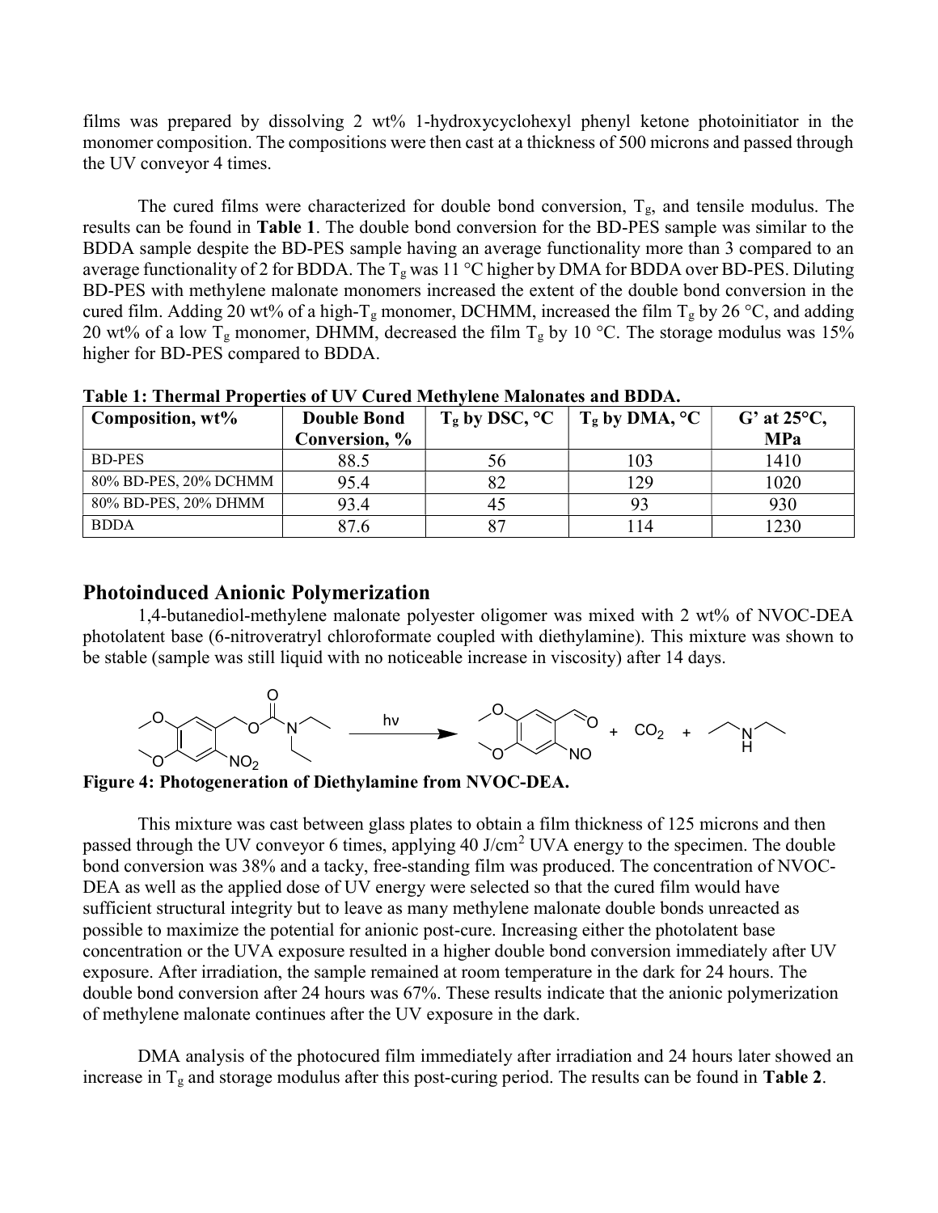films was prepared by dissolving 2 wt% 1-hydroxycyclohexyl phenyl ketone photoinitiator in the monomer composition. The compositions were then cast at a thickness of 500 microns and passed through the UV conveyor 4 times.

The cured films were characterized for double bond conversion, $T_g$, and tensile modulus. The results can be found in **Table 1**. The double bond conversion for the BD-PES sample was similar to the BDDA sample despite the BD-PES sample having an average functionality more than 3 compared to an average functionality of 2 for BDDA. The $T_g$ was 11 °C higher by DMA for BDDA over BD-PES. Diluting BD-PES with methylene malonate monomers increased the extent of the double bond conversion in the cured film. Adding 20 wt% of a high-$T_g$ monomer, DCHMM, increased the film $T_g$ by 26 °C, and adding 20 wt% of a low $T_g$ monomer, DHMM, decreased the film $T_g$ by 10 °C. The storage modulus was 15% higher for BD-PES compared to BDDA.

**Table 1: Thermal Properties of UV Cured Methylene Malonates and BDDA.**

| Composition, wt% | Double Bond Conversion, % | $T_g$ by DSC, °C | $T_g$ by DMA, °C | G' at 25°C, MPa |
|---|---|---|---|---|
| BD-PES | 88.5 | 56 | 103 | 1410 |
| 80% BD-PES, 20% DCHMM | 95.4 | 82 | 129 | 1020 |
| 80% BD-PES, 20% DHMM | 93.4 | 45 | 93 | 930 |
| BDDA | 87.6 | 87 | 114 | 1230 |

## Photoinduced Anionic Polymerization

1,4-butanediol-methylene malonate polyester oligomer was mixed with 2 wt% of NVOC-DEA photolatent base (6-nitroveratryl chloroformate coupled with diethylamine). This mixture was shown to be stable (sample was still liquid with no noticeable increase in viscosity) after 14 days.

**Figure 4: Photogeneration of Diethylamine from NVOC-DEA.**

This mixture was cast between glass plates to obtain a film thickness of 125 microns and then passed through the UV conveyor 6 times, applying 40 J/cm$^2$ UVA energy to the specimen. The double bond conversion was 38% and a tacky, free-standing film was produced. The concentration of NVOC-DEA as well as the applied dose of UV energy were selected so that the cured film would have sufficient structural integrity but to leave as many methylene malonate double bonds unreacted as possible to maximize the potential for anionic post-cure. Increasing either the photolatent base concentration or the UVA exposure resulted in a higher double bond conversion immediately after UV exposure. After irradiation, the sample remained at room temperature in the dark for 24 hours. The double bond conversion after 24 hours was 67%. These results indicate that the anionic polymerization of methylene malonate continues after the UV exposure in the dark.

DMA analysis of the photocured film immediately after irradiation and 24 hours later showed an increase in $T_g$ and storage modulus after this post-curing period. The results can be found in **Table 2**.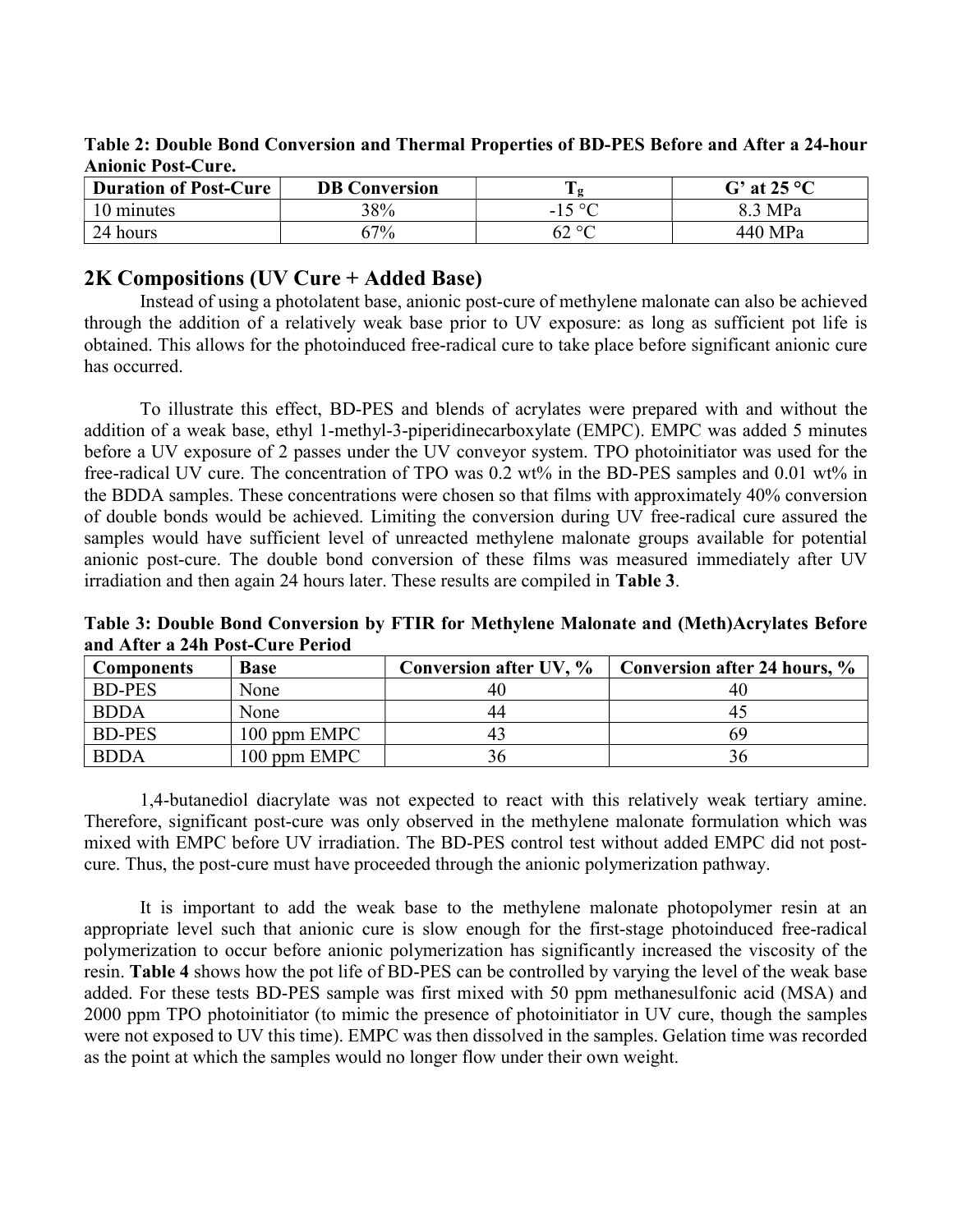**Table 2: Double Bond Conversion and Thermal Properties of BD-PES Before and After a 24-hour Anionic Post-Cure.**

| Duration of Post-Cure | DB Conversion | $T_g$ | G' at 25 °C |
|---|---|---|---|
| 10 minutes | 38% | -15 °C | 8.3 MPa |
| 24 hours | 67% | 62 °C | 440 MPa |

## 2K Compositions (UV Cure + Added Base)

Instead of using a photolatent base, anionic post-cure of methylene malonate can also be achieved through the addition of a relatively weak base prior to UV exposure: as long as sufficient pot life is obtained. This allows for the photoinduced free-radical cure to take place before significant anionic cure has occurred.

To illustrate this effect, BD-PES and blends of acrylates were prepared with and without the addition of a weak base, ethyl 1-methyl-3-piperidinecarboxylate (EMPC). EMPC was added 5 minutes before a UV exposure of 2 passes under the UV conveyor system. TPO photoinitiator was used for the free-radical UV cure. The concentration of TPO was 0.2 wt% in the BD-PES samples and 0.01 wt% in the BDDA samples. These concentrations were chosen so that films with approximately 40% conversion of double bonds would be achieved. Limiting the conversion during UV free-radical cure assured the samples would have sufficient level of unreacted methylene malonate groups available for potential anionic post-cure. The double bond conversion of these films was measured immediately after UV irradiation and then again 24 hours later. These results are compiled in **Table 3**.

**Table 3: Double Bond Conversion by FTIR for Methylene Malonate and (Meth)Acrylates Before and After a 24h Post-Cure Period**

| Components | Base | Conversion after UV, % | Conversion after 24 hours, % |
|---|---|---|---|
| BD-PES | None | 40 | 40 |
| BDDA | None | 44 | 45 |
| BD-PES | 100 ppm EMPC | 43 | 69 |
| BDDA | 100 ppm EMPC | 36 | 36 |

1,4-butanediol diacrylate was not expected to react with this relatively weak tertiary amine. Therefore, significant post-cure was only observed in the methylene malonate formulation which was mixed with EMPC before UV irradiation. The BD-PES control test without added EMPC did not post-cure. Thus, the post-cure must have proceeded through the anionic polymerization pathway.

It is important to add the weak base to the methylene malonate photopolymer resin at an appropriate level such that anionic cure is slow enough for the first-stage photoinduced free-radical polymerization to occur before anionic polymerization has significantly increased the viscosity of the resin. **Table 4** shows how the pot life of BD-PES can be controlled by varying the level of the weak base added. For these tests BD-PES sample was first mixed with 50 ppm methanesulfonic acid (MSA) and 2000 ppm TPO photoinitiator (to mimic the presence of photoinitiator in UV cure, though the samples were not exposed to UV this time). EMPC was then dissolved in the samples. Gelation time was recorded as the point at which the samples would no longer flow under their own weight.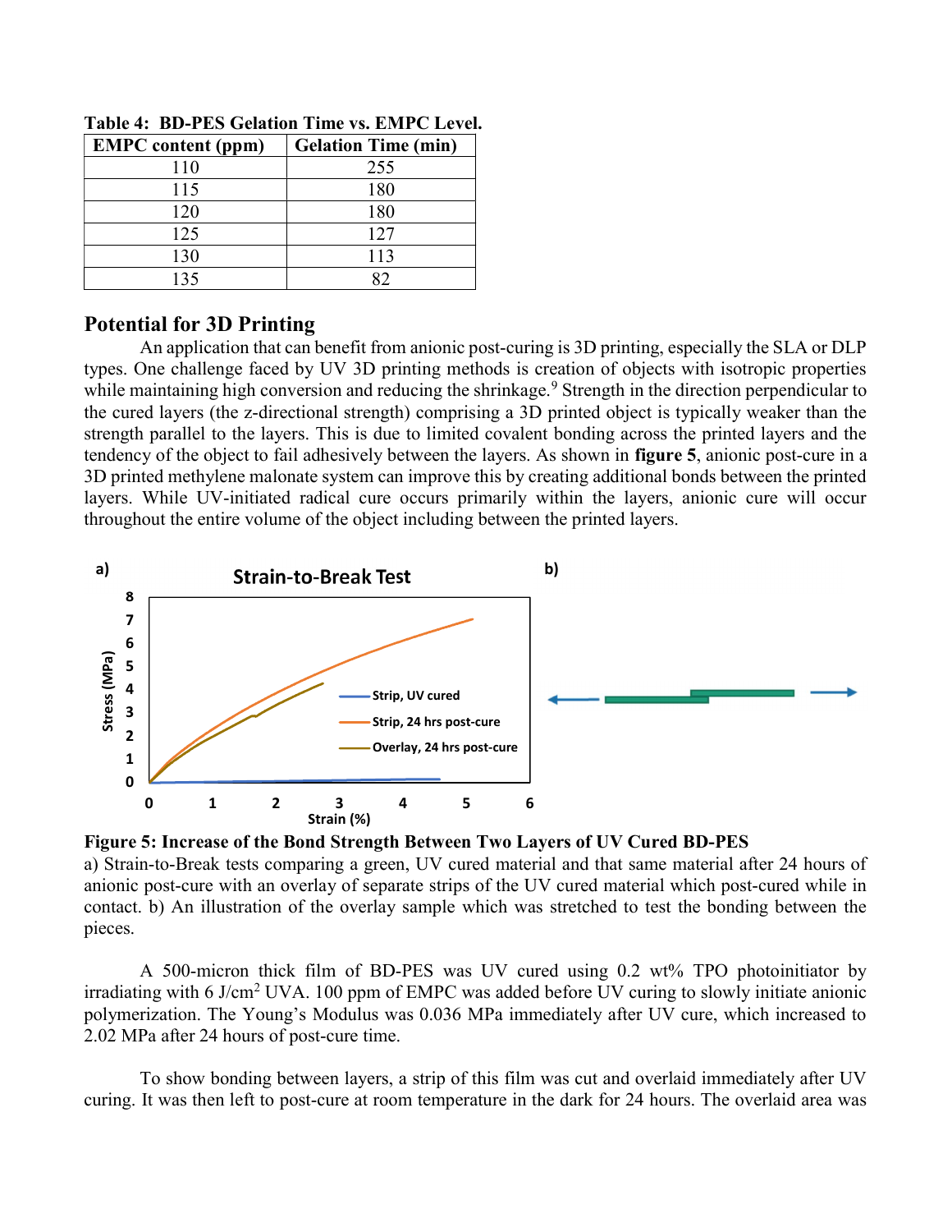**Table 4: BD-PES Gelation Time vs. EMPC Level.**

| EMPC content (ppm) | Gelation Time (min) |
|---|---|
| 110 | 255 |
| 115 | 180 |
| 120 | 180 |
| 125 | 127 |
| 130 | 113 |
| 135 | 82 |

## Potential for 3D Printing

An application that can benefit from anionic post-curing is 3D printing, especially the SLA or DLP types. One challenge faced by UV 3D printing methods is creation of objects with isotropic properties while maintaining high conversion and reducing the shrinkage.[9] Strength in the direction perpendicular to the cured layers (the z-directional strength) comprising a 3D printed object is typically weaker than the strength parallel to the layers. This is due to limited covalent bonding across the printed layers and the tendency of the object to fail adhesively between the layers. As shown in **figure 5**, anionic post-cure in a 3D printed methylene malonate system can improve this by creating additional bonds between the printed layers. While UV-initiated radical cure occurs primarily within the layers, anionic cure will occur throughout the entire volume of the object including between the printed layers.

**Figure 5: Increase of the Bond Strength Between Two Layers of UV Cured BD-PES**
a) Strain-to-Break tests comparing a green, UV cured material and that same material after 24 hours of anionic post-cure with an overlay of separate strips of the UV cured material which post-cured while in contact. b) An illustration of the overlay sample which was stretched to test the bonding between the pieces.

A 500-micron thick film of BD-PES was UV cured using 0.2 wt% TPO photoinitiator by irradiating with 6 J/cm$^2$ UVA. 100 ppm of EMPC was added before UV curing to slowly initiate anionic polymerization. The Young's Modulus was 0.036 MPa immediately after UV cure, which increased to 2.02 MPa after 24 hours of post-cure time.

To show bonding between layers, a strip of this film was cut and overlaid immediately after UV curing. It was then left to post-cure at room temperature in the dark for 24 hours. The overlaid area was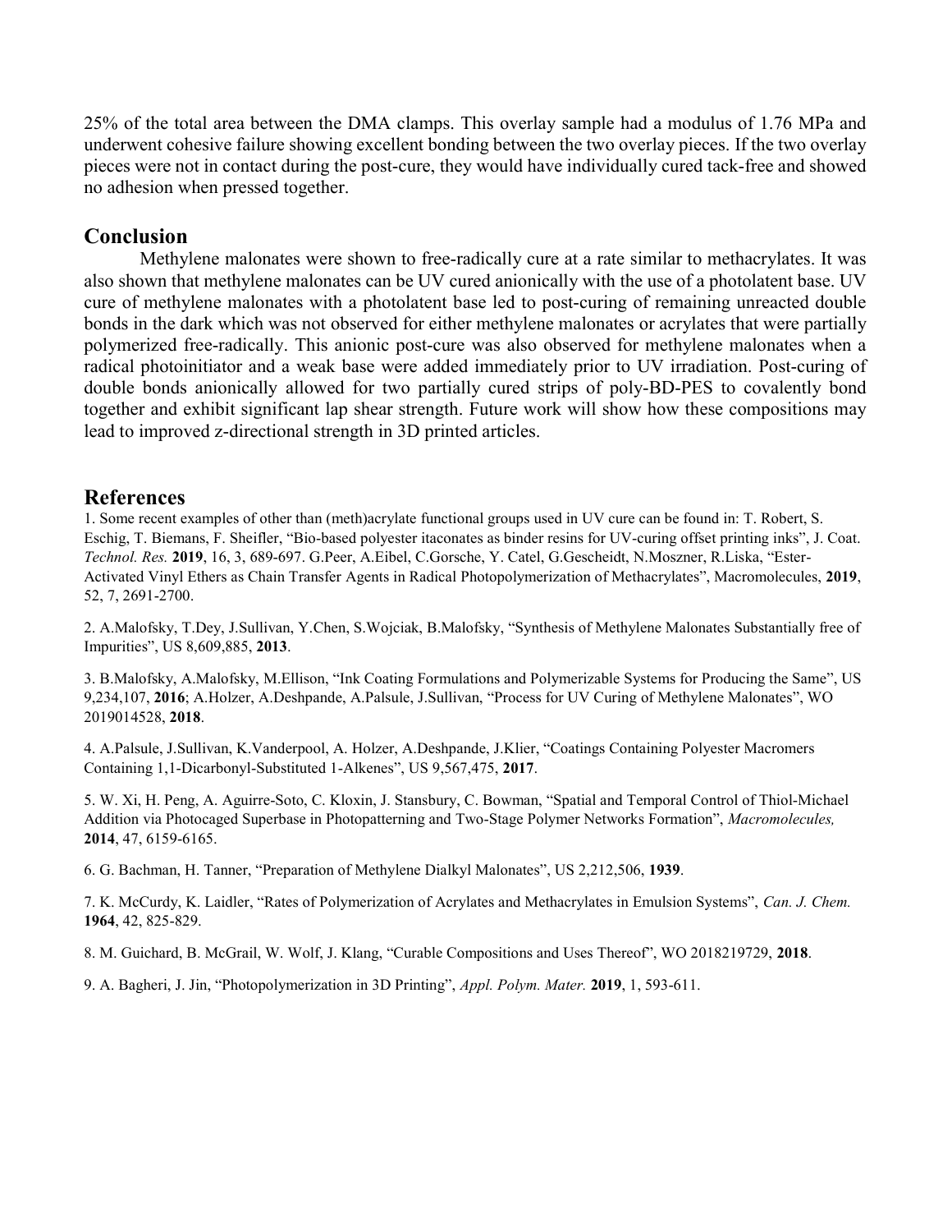25% of the total area between the DMA clamps. This overlay sample had a modulus of 1.76 MPa and underwent cohesive failure showing excellent bonding between the two overlay pieces. If the two overlay pieces were not in contact during the post-cure, they would have individually cured tack-free and showed no adhesion when pressed together.

## Conclusion

Methylene malonates were shown to free-radically cure at a rate similar to methacrylates. It was also shown that methylene malonates can be UV cured anionically with the use of a photolatent base. UV cure of methylene malonates with a photolatent base led to post-curing of remaining unreacted double bonds in the dark which was not observed for either methylene malonates or acrylates that were partially polymerized free-radically. This anionic post-cure was also observed for methylene malonates when a radical photoinitiator and a weak base were added immediately prior to UV irradiation. Post-curing of double bonds anionically allowed for two partially cured strips of poly-BD-PES to covalently bond together and exhibit significant lap shear strength. Future work will show how these compositions may lead to improved z-directional strength in 3D printed articles.

## References

1. Some recent examples of other than (meth)acrylate functional groups used in UV cure can be found in: T. Robert, S. Eschig, T. Biemans, F. Sheifler, "Bio-based polyester itaconates as binder resins for UV-curing offset printing inks", J. Coat. *Technol. Res.* **2019**, 16, 3, 689-697. G.Peer, A.Eibel, C.Gorsche, Y. Catel, G.Gescheidt, N.Moszner, R.Liska, "Ester-Activated Vinyl Ethers as Chain Transfer Agents in Radical Photopolymerization of Methacrylates", Macromolecules, **2019**, 52, 7, 2691-2700.

2. A.Malofsky, T.Dey, J.Sullivan, Y.Chen, S.Wojciak, B.Malofsky, "Synthesis of Methylene Malonates Substantially free of Impurities", US 8,609,885, **2013**.

3. B.Malofsky, A.Malofsky, M.Ellison, "Ink Coating Formulations and Polymerizable Systems for Producing the Same", US 9,234,107, **2016**; A.Holzer, A.Deshpande, A.Palsule, J.Sullivan, "Process for UV Curing of Methylene Malonates", WO 2019014528, **2018**.

4. A.Palsule, J.Sullivan, K.Vanderpool, A. Holzer, A.Deshpande, J.Klier, "Coatings Containing Polyester Macromers Containing 1,1-Dicarbonyl-Substituted 1-Alkenes", US 9,567,475, **2017**.

5. W. Xi, H. Peng, A. Aguirre-Soto, C. Kloxin, J. Stansbury, C. Bowman, "Spatial and Temporal Control of Thiol-Michael Addition via Photocaged Superbase in Photopatterning and Two-Stage Polymer Networks Formation", *Macromolecules,* **2014**, 47, 6159-6165.

6. G. Bachman, H. Tanner, "Preparation of Methylene Dialkyl Malonates", US 2,212,506, **1939**.

7. K. McCurdy, K. Laidler, "Rates of Polymerization of Acrylates and Methacrylates in Emulsion Systems", *Can. J. Chem.* **1964**, 42, 825-829.

8. M. Guichard, B. McGrail, W. Wolf, J. Klang, "Curable Compositions and Uses Thereof", WO 2018219729, **2018**.

9. A. Bagheri, J. Jin, "Photopolymerization in 3D Printing", *Appl. Polym. Mater.* **2019**, 1, 593-611.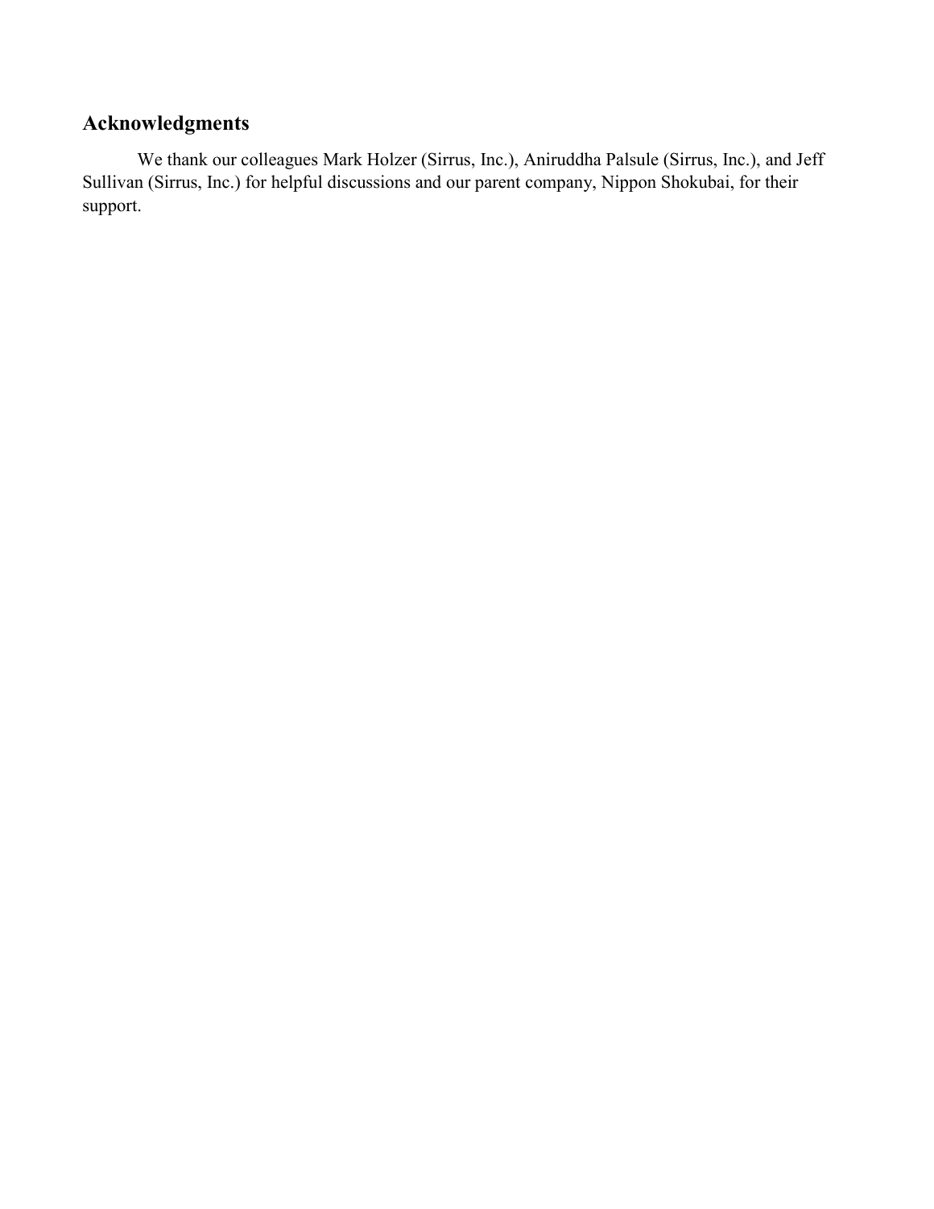## Acknowledgments

We thank our colleagues Mark Holzer (Sirrus, Inc.), Aniruddha Palsule (Sirrus, Inc.), and Jeff Sullivan (Sirrus, Inc.) for helpful discussions and our parent company, Nippon Shokubai, for their support.